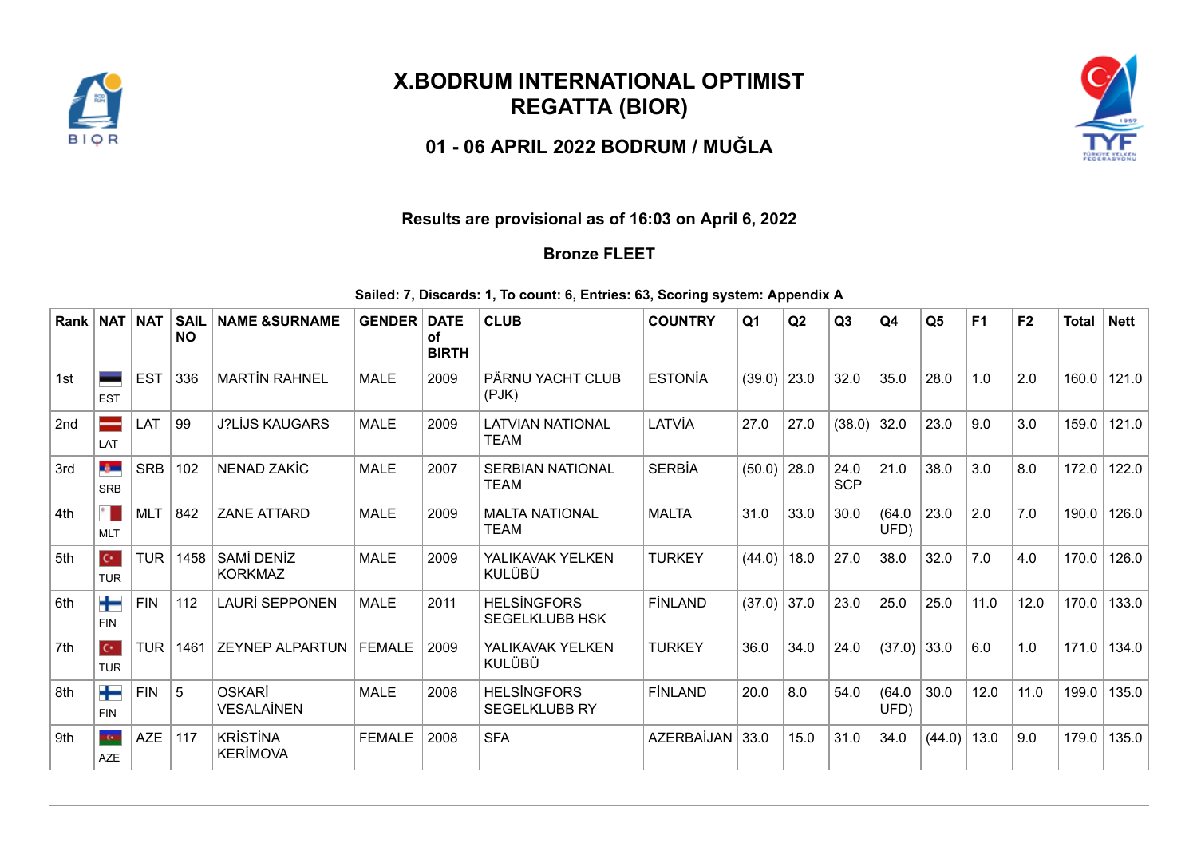# X.BODRUM INTERNATIONAL OPTIMIST REGATTA (BIOR)

## 01 - 06 APRIL 2022 BODRUM / MUĞLA

**Results are provisional as of 16:03 on April 6, 2022**

**Bronze FLEET**

**Sailed: 7, Discards: 1, To count: 6, Entries: 63, Scoring system: Appendix A**

| Rank | NAT | NAT | SAIL NO | NAME &SURNAME | GENDER | DATE of BIRTH | CLUB | COUNTRY | Q1 | Q2 | Q3 | Q4 | Q5 | F1 | F2 | Total | Nett |
|---|---|---|---|---|---|---|---|---|---|---|---|---|---|---|---|---|---|
| 1st | EST | EST | 336 | MARTİN RAHNEL | MALE | 2009 | PÄRNU YACHT CLUB (PJK) | ESTONİA | (39.0) | 23.0 | 32.0 | 35.0 | 28.0 | 1.0 | 2.0 | 160.0 | 121.0 |
| 2nd | LAT | LAT | 99 | J?LİJS KAUGARS | MALE | 2009 | LATVIAN NATIONAL TEAM | LATVİA | 27.0 | 27.0 | (38.0) | 32.0 | 23.0 | 9.0 | 3.0 | 159.0 | 121.0 |
| 3rd | SRB | SRB | 102 | NENAD ZAKİC | MALE | 2007 | SERBIAN NATIONAL TEAM | SERBİA | (50.0) | 28.0 | 24.0 SCP | 21.0 | 38.0 | 3.0 | 8.0 | 172.0 | 122.0 |
| 4th | MLT | MLT | 842 | ZANE ATTARD | MALE | 2009 | MALTA NATIONAL TEAM | MALTA | 31.0 | 33.0 | 30.0 | (64.0 UFD) | 23.0 | 2.0 | 7.0 | 190.0 | 126.0 |
| 5th | TUR | TUR | 1458 | SAMİ DENİZ KORKMAZ | MALE | 2009 | YALIKAVAK YELKEN KULÜBÜ | TURKEY | (44.0) | 18.0 | 27.0 | 38.0 | 32.0 | 7.0 | 4.0 | 170.0 | 126.0 |
| 6th | FIN | FIN | 112 | LAURİ SEPPONEN | MALE | 2011 | HELSİNGFORS SEGELKLUBB HSK | FİNLAND | (37.0) | 37.0 | 23.0 | 25.0 | 25.0 | 11.0 | 12.0 | 170.0 | 133.0 |
| 7th | TUR | TUR | 1461 | ZEYNEP ALPARTUN | FEMALE | 2009 | YALIKAVAK YELKEN KULÜBÜ | TURKEY | 36.0 | 34.0 | 24.0 | (37.0) | 33.0 | 6.0 | 1.0 | 171.0 | 134.0 |
| 8th | FIN | FIN | 5 | OSKARİ VESALAİNEN | MALE | 2008 | HELSİNGFORS SEGELKLUBB RY | FİNLAND | 20.0 | 8.0 | 54.0 | (64.0 UFD) | 30.0 | 12.0 | 11.0 | 199.0 | 135.0 |
| 9th | AZE | AZE | 117 | KRİSTİNA KERİMOVA | FEMALE | 2008 | SFA | AZERBAİJAN | 33.0 | 15.0 | 31.0 | 34.0 | (44.0) | 13.0 | 9.0 | 179.0 | 135.0 |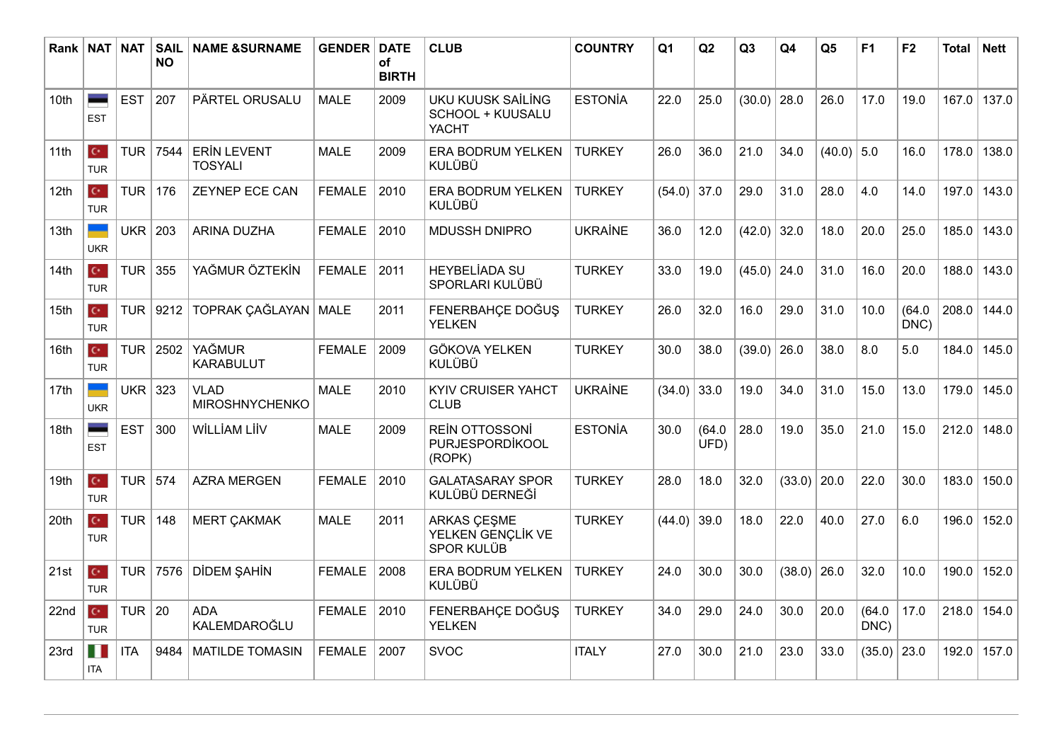| Rank | NAT | NAT | SAIL NO | NAME &SURNAME | GENDER | DATE of BIRTH | CLUB | COUNTRY | Q1 | Q2 | Q3 | Q4 | Q5 | F1 | F2 | Total | Nett |
|---|---|---|---|---|---|---|---|---|---|---|---|---|---|---|---|---|---|
| 10th | EST | EST | 207 | PÄRTEL ORUSALU | MALE | 2009 | UKU KUUSK SAİLİNG SCHOOL + KUUSALU YACHT | ESTONİA | 22.0 | 25.0 | (30.0) | 28.0 | 26.0 | 17.0 | 19.0 | 167.0 | 137.0 |
| 11th | TUR | TUR | 7544 | ERİN LEVENT TOSYALI | MALE | 2009 | ERA BODRUM YELKEN KULÜBÜ | TURKEY | 26.0 | 36.0 | 21.0 | 34.0 | (40.0) | 5.0 | 16.0 | 178.0 | 138.0 |
| 12th | TUR | TUR | 176 | ZEYNEP ECE CAN | FEMALE | 2010 | ERA BODRUM YELKEN KULÜBÜ | TURKEY | (54.0) | 37.0 | 29.0 | 31.0 | 28.0 | 4.0 | 14.0 | 197.0 | 143.0 |
| 13th | UKR | UKR | 203 | ARINA DUZHA | FEMALE | 2010 | MDUSSH DNIPRO | UKRAİNE | 36.0 | 12.0 | (42.0) | 32.0 | 18.0 | 20.0 | 25.0 | 185.0 | 143.0 |
| 14th | TUR | TUR | 355 | YAĞMUR ÖZTEKİN | FEMALE | 2011 | HEYBELİADA SU SPORLARI KULÜBÜ | TURKEY | 33.0 | 19.0 | (45.0) | 24.0 | 31.0 | 16.0 | 20.0 | 188.0 | 143.0 |
| 15th | TUR | TUR | 9212 | TOPRAK ÇAĞLAYAN | MALE | 2011 | FENERBAHÇE DOĞUŞ YELKEN | TURKEY | 26.0 | 32.0 | 16.0 | 29.0 | 31.0 | 10.0 | (64.0 DNC) | 208.0 | 144.0 |
| 16th | TUR | TUR | 2502 | YAĞMUR KARABULUT | FEMALE | 2009 | GÖKOVA YELKEN KULÜBÜ | TURKEY | 30.0 | 38.0 | (39.0) | 26.0 | 38.0 | 8.0 | 5.0 | 184.0 | 145.0 |
| 17th | UKR | UKR | 323 | VLAD MIROSHNYCHENKO | MALE | 2010 | KYIV CRUISER YAHCT CLUB | UKRAİNE | (34.0) | 33.0 | 19.0 | 34.0 | 31.0 | 15.0 | 13.0 | 179.0 | 145.0 |
| 18th | EST | EST | 300 | WİLLİAM LİİV | MALE | 2009 | REİN OTTOSSONİ PURJESPORDİKOOL (ROPK) | ESTONİA | 30.0 | (64.0 UFD) | 28.0 | 19.0 | 35.0 | 21.0 | 15.0 | 212.0 | 148.0 |
| 19th | TUR | TUR | 574 | AZRA MERGEN | FEMALE | 2010 | GALATASARAY SPOR KULÜBÜ DERNEĞİ | TURKEY | 28.0 | 18.0 | 32.0 | (33.0) | 20.0 | 22.0 | 30.0 | 183.0 | 150.0 |
| 20th | TUR | TUR | 148 | MERT ÇAKMAK | MALE | 2011 | ARKAS ÇEŞME YELKEN GENÇLİK VE SPOR KULÜB | TURKEY | (44.0) | 39.0 | 18.0 | 22.0 | 40.0 | 27.0 | 6.0 | 196.0 | 152.0 |
| 21st | TUR | TUR | 7576 | DİDEM ŞAHİN | FEMALE | 2008 | ERA BODRUM YELKEN KULÜBÜ | TURKEY | 24.0 | 30.0 | 30.0 | (38.0) | 26.0 | 32.0 | 10.0 | 190.0 | 152.0 |
| 22nd | TUR | TUR | 20 | ADA KALEMDAROĞLU | FEMALE | 2010 | FENERBAHÇE DOĞUŞ YELKEN | TURKEY | 34.0 | 29.0 | 24.0 | 30.0 | 20.0 | (64.0 DNC) | 17.0 | 218.0 | 154.0 |
| 23rd | ITA | ITA | 9484 | MATILDE TOMASIN | FEMALE | 2007 | SVOC | ITALY | 27.0 | 30.0 | 21.0 | 23.0 | 33.0 | (35.0) | 23.0 | 192.0 | 157.0 |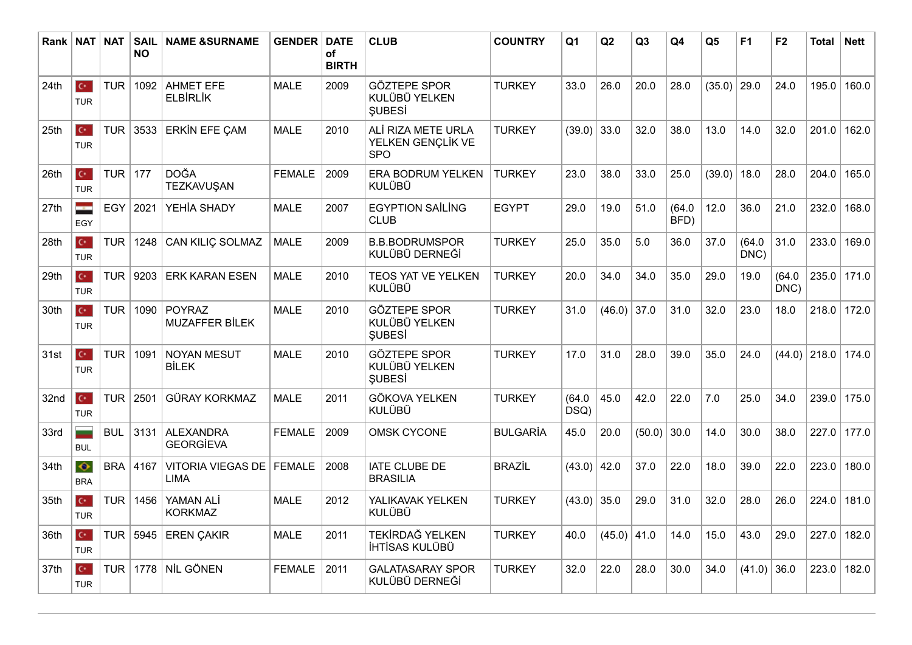| Rank | NAT | NAT | SAIL NO | NAME &SURNAME | GENDER | DATE of BIRTH | CLUB | COUNTRY | Q1 | Q2 | Q3 | Q4 | Q5 | F1 | F2 | Total | Nett |
|---|---|---|---|---|---|---|---|---|---|---|---|---|---|---|---|---|---|
| 24th | TUR | TUR | 1092 | AHMET EFE ELBİRLİK | MALE | 2009 | GÖZTEPE SPOR KULÜBÜ YELKEN ŞUBESİ | TURKEY | 33.0 | 26.0 | 20.0 | 28.0 | (35.0) | 29.0 | 24.0 | 195.0 | 160.0 |
| 25th | TUR | TUR | 3533 | ERKİN EFE ÇAM | MALE | 2010 | ALİ RIZA METE URLA YELKEN GENÇLİK VE SPO | TURKEY | (39.0) | 33.0 | 32.0 | 38.0 | 13.0 | 14.0 | 32.0 | 201.0 | 162.0 |
| 26th | TUR | TUR | 177 | DOĞA TEZKAVUŞAN | FEMALE | 2009 | ERA BODRUM YELKEN KULÜBÜ | TURKEY | 23.0 | 38.0 | 33.0 | 25.0 | (39.0) | 18.0 | 28.0 | 204.0 | 165.0 |
| 27th | EGY | EGY | 2021 | YEHİA SHADY | MALE | 2007 | EGYPTION SAİLİNG CLUB | EGYPT | 29.0 | 19.0 | 51.0 | (64.0 BFD) | 12.0 | 36.0 | 21.0 | 232.0 | 168.0 |
| 28th | TUR | TUR | 1248 | CAN KILIÇ SOLMAZ | MALE | 2009 | B.B.BODRUMSPOR KULÜBÜ DERNEĞİ | TURKEY | 25.0 | 35.0 | 5.0 | 36.0 | 37.0 | (64.0 DNC) | 31.0 | 233.0 | 169.0 |
| 29th | TUR | TUR | 9203 | ERK KARAN ESEN | MALE | 2010 | TEOS YAT VE YELKEN KULÜBÜ | TURKEY | 20.0 | 34.0 | 34.0 | 35.0 | 29.0 | 19.0 | (64.0 DNC) | 235.0 | 171.0 |
| 30th | TUR | TUR | 1090 | POYRAZ MUZAFFER BİLEK | MALE | 2010 | GÖZTEPE SPOR KULÜBÜ YELKEN ŞUBESİ | TURKEY | 31.0 | (46.0) | 37.0 | 31.0 | 32.0 | 23.0 | 18.0 | 218.0 | 172.0 |
| 31st | TUR | TUR | 1091 | NOYAN MESUT BİLEK | MALE | 2010 | GÖZTEPE SPOR KULÜBÜ YELKEN ŞUBESİ | TURKEY | 17.0 | 31.0 | 28.0 | 39.0 | 35.0 | 24.0 | (44.0) | 218.0 | 174.0 |
| 32nd | TUR | TUR | 2501 | GÜRAY KORKMAZ | MALE | 2011 | GÖKOVA YELKEN KULÜBÜ | TURKEY | (64.0 DSQ) | 45.0 | 42.0 | 22.0 | 7.0 | 25.0 | 34.0 | 239.0 | 175.0 |
| 33rd | BUL | BUL | 3131 | ALEXANDRA GEORGİEVA | FEMALE | 2009 | OMSK CYCONE | BULGARİA | 45.0 | 20.0 | (50.0) | 30.0 | 14.0 | 30.0 | 38.0 | 227.0 | 177.0 |
| 34th | BRA | BRA | 4167 | VITORIA VIEGAS DE LIMA | FEMALE | 2008 | IATE CLUBE DE BRASILIA | BRAZİL | (43.0) | 42.0 | 37.0 | 22.0 | 18.0 | 39.0 | 22.0 | 223.0 | 180.0 |
| 35th | TUR | TUR | 1456 | YAMAN ALİ KORKMAZ | MALE | 2012 | YALIKAVAK YELKEN KULÜBÜ | TURKEY | (43.0) | 35.0 | 29.0 | 31.0 | 32.0 | 28.0 | 26.0 | 224.0 | 181.0 |
| 36th | TUR | TUR | 5945 | EREN ÇAKIR | MALE | 2011 | TEKİRDAĞ YELKEN İHTİSAS KULÜBÜ | TURKEY | 40.0 | (45.0) | 41.0 | 14.0 | 15.0 | 43.0 | 29.0 | 227.0 | 182.0 |
| 37th | TUR | TUR | 1778 | NİL GÖNEN | FEMALE | 2011 | GALATASARAY SPOR KULÜBÜ DERNEĞİ | TURKEY | 32.0 | 22.0 | 28.0 | 30.0 | 34.0 | (41.0) | 36.0 | 223.0 | 182.0 |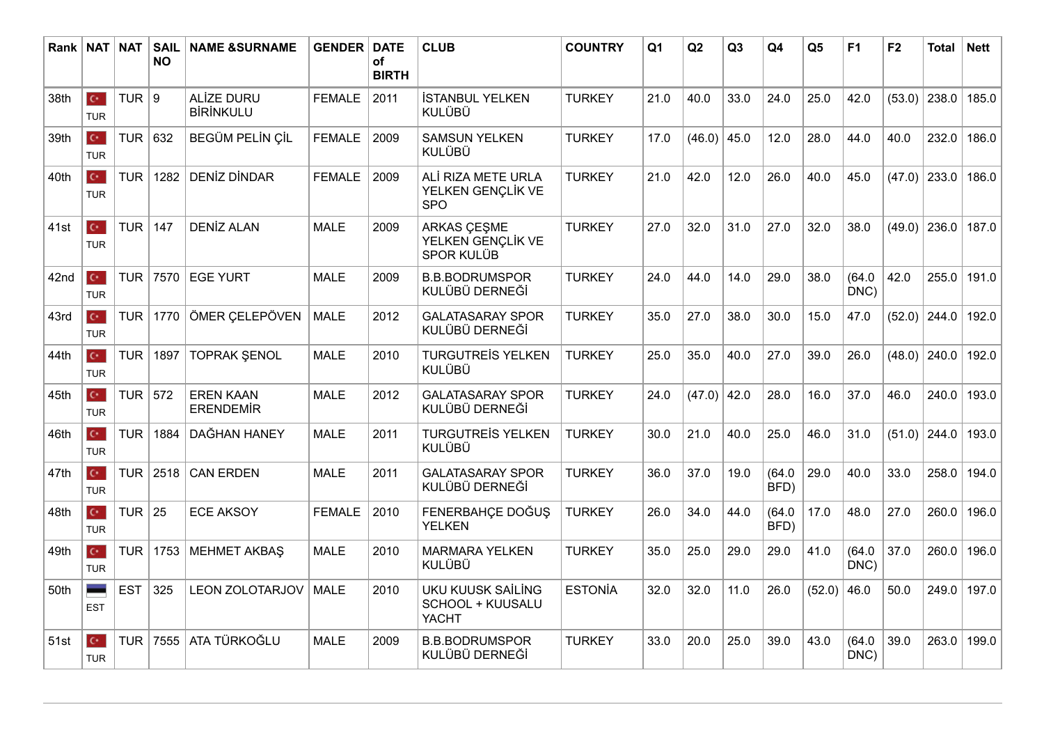| Rank | NAT | NAT | SAIL NO | NAME &SURNAME | GENDER | DATE of BIRTH | CLUB | COUNTRY | Q1 | Q2 | Q3 | Q4 | Q5 | F1 | F2 | Total | Nett |
|---|---|---|---|---|---|---|---|---|---|---|---|---|---|---|---|---|---|
| 38th | TUR | TUR | 9 | ALİZE DURU BİRİNKULU | FEMALE | 2011 | İSTANBUL YELKEN KULÜBÜ | TURKEY | 21.0 | 40.0 | 33.0 | 24.0 | 25.0 | 42.0 | (53.0) | 238.0 | 185.0 |
| 39th | TUR | TUR | 632 | BEGÜM PELİN ÇİL | FEMALE | 2009 | SAMSUN YELKEN KULÜBÜ | TURKEY | 17.0 | (46.0) | 45.0 | 12.0 | 28.0 | 44.0 | 40.0 | 232.0 | 186.0 |
| 40th | TUR | TUR | 1282 | DENİZ DİNDAR | FEMALE | 2009 | ALİ RIZA METE URLA YELKEN GENÇLİK VE SPO | TURKEY | 21.0 | 42.0 | 12.0 | 26.0 | 40.0 | 45.0 | (47.0) | 233.0 | 186.0 |
| 41st | TUR | TUR | 147 | DENİZ ALAN | MALE | 2009 | ARKAS ÇEŞME YELKEN GENÇLİK VE SPOR KULÜB | TURKEY | 27.0 | 32.0 | 31.0 | 27.0 | 32.0 | 38.0 | (49.0) | 236.0 | 187.0 |
| 42nd | TUR | TUR | 7570 | EGE YURT | MALE | 2009 | B.B.BODRUMSPOR KULÜBÜ DERNEĞİ | TURKEY | 24.0 | 44.0 | 14.0 | 29.0 | 38.0 | (64.0 DNC) | 42.0 | 255.0 | 191.0 |
| 43rd | TUR | TUR | 1770 | ÖMER ÇELEPÖVEN | MALE | 2012 | GALATASARAY SPOR KULÜBÜ DERNEĞİ | TURKEY | 35.0 | 27.0 | 38.0 | 30.0 | 15.0 | 47.0 | (52.0) | 244.0 | 192.0 |
| 44th | TUR | TUR | 1897 | TOPRAK ŞENOL | MALE | 2010 | TURGUTREİS YELKEN KULÜBÜ | TURKEY | 25.0 | 35.0 | 40.0 | 27.0 | 39.0 | 26.0 | (48.0) | 240.0 | 192.0 |
| 45th | TUR | TUR | 572 | EREN KAAN ERENDEMİR | MALE | 2012 | GALATASARAY SPOR KULÜBÜ DERNEĞİ | TURKEY | 24.0 | (47.0) | 42.0 | 28.0 | 16.0 | 37.0 | 46.0 | 240.0 | 193.0 |
| 46th | TUR | TUR | 1884 | DAĞHAN HANEY | MALE | 2011 | TURGUTREİS YELKEN KULÜBÜ | TURKEY | 30.0 | 21.0 | 40.0 | 25.0 | 46.0 | 31.0 | (51.0) | 244.0 | 193.0 |
| 47th | TUR | TUR | 2518 | CAN ERDEN | MALE | 2011 | GALATASARAY SPOR KULÜBÜ DERNEĞİ | TURKEY | 36.0 | 37.0 | 19.0 | (64.0 BFD) | 29.0 | 40.0 | 33.0 | 258.0 | 194.0 |
| 48th | TUR | TUR | 25 | ECE AKSOY | FEMALE | 2010 | FENERBAHÇE DOĞUŞ YELKEN | TURKEY | 26.0 | 34.0 | 44.0 | (64.0 BFD) | 17.0 | 48.0 | 27.0 | 260.0 | 196.0 |
| 49th | TUR | TUR | 1753 | MEHMET AKBAŞ | MALE | 2010 | MARMARA YELKEN KULÜBÜ | TURKEY | 35.0 | 25.0 | 29.0 | 29.0 | 41.0 | (64.0 DNC) | 37.0 | 260.0 | 196.0 |
| 50th | EST | EST | 325 | LEON ZOLOTARJOV | MALE | 2010 | UKU KUUSK SAİLİNG SCHOOL + KUUSALU YACHT | ESTONİA | 32.0 | 32.0 | 11.0 | 26.0 | (52.0) | 46.0 | 50.0 | 249.0 | 197.0 |
| 51st | TUR | TUR | 7555 | ATA TÜRKOĞLU | MALE | 2009 | B.B.BODRUMSPOR KULÜBÜ DERNEĞİ | TURKEY | 33.0 | 20.0 | 25.0 | 39.0 | 43.0 | (64.0 DNC) | 39.0 | 263.0 | 199.0 |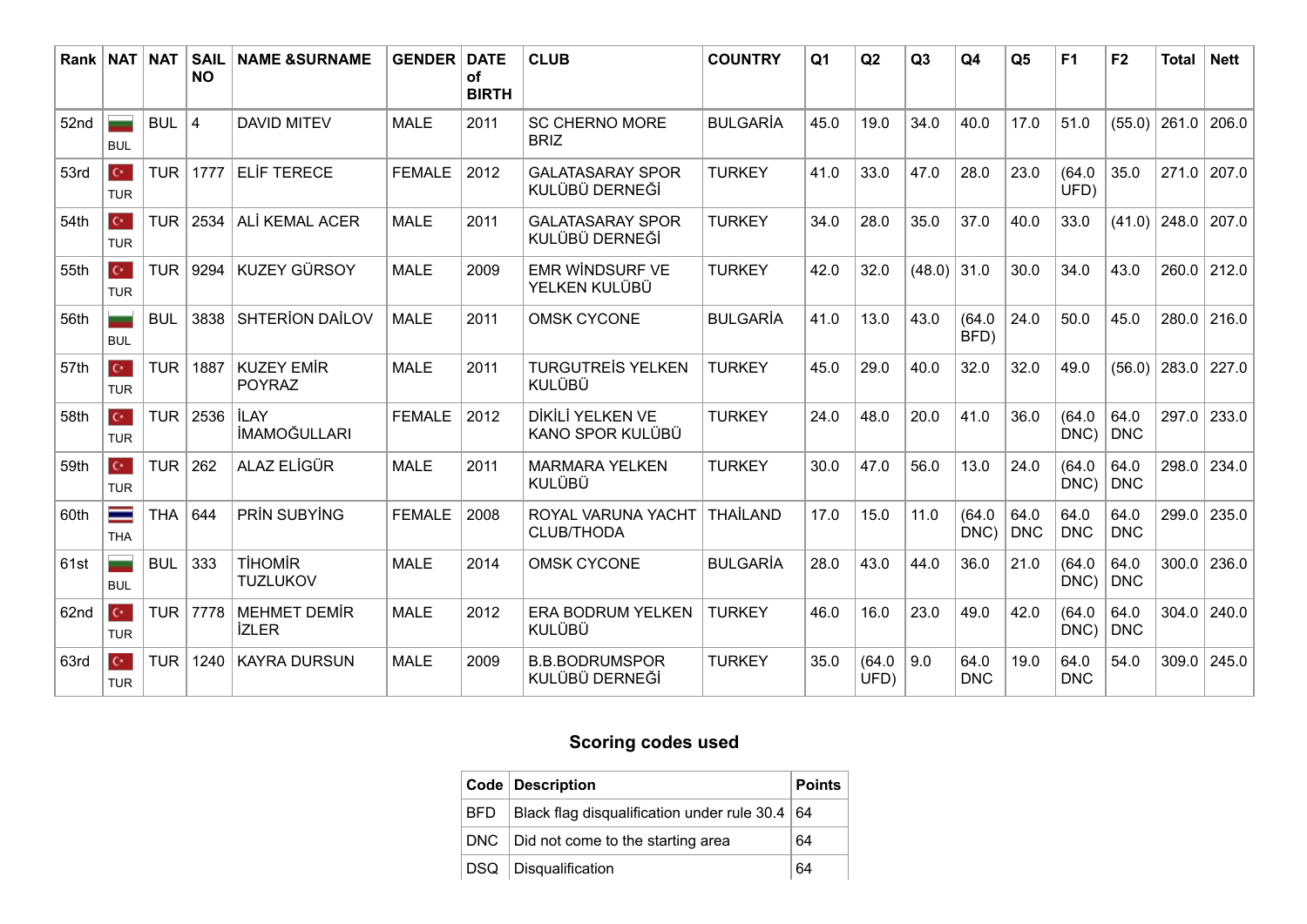| Rank | NAT | NAT | SAIL NO | NAME &SURNAME | GENDER | DATE of BIRTH | CLUB | COUNTRY | Q1 | Q2 | Q3 | Q4 | Q5 | F1 | F2 | Total | Nett |
|---|---|---|---|---|---|---|---|---|---|---|---|---|---|---|---|---|---|
| 52nd | BUL | BUL | 4 | DAVID MITEV | MALE | 2011 | SC CHERNO MORE BRIZ | BULGARİA | 45.0 | 19.0 | 34.0 | 40.0 | 17.0 | 51.0 | (55.0) | 261.0 | 206.0 |
| 53rd | TUR | TUR | 1777 | ELİF TERECE | FEMALE | 2012 | GALATASARAY SPOR KULÜBÜ DERNEĞİ | TURKEY | 41.0 | 33.0 | 47.0 | 28.0 | 23.0 | (64.0 UFD) | 35.0 | 271.0 | 207.0 |
| 54th | TUR | TUR | 2534 | ALİ KEMAL ACER | MALE | 2011 | GALATASARAY SPOR KULÜBÜ DERNEĞİ | TURKEY | 34.0 | 28.0 | 35.0 | 37.0 | 40.0 | 33.0 | (41.0) | 248.0 | 207.0 |
| 55th | TUR | TUR | 9294 | KUZEY GÜRSOY | MALE | 2009 | EMR WİNDSURF VE YELKEN KULÜBÜ | TURKEY | 42.0 | 32.0 | (48.0) | 31.0 | 30.0 | 34.0 | 43.0 | 260.0 | 212.0 |
| 56th | BUL | BUL | 3838 | SHTERİON DAİLOV | MALE | 2011 | OMSK CYCONE | BULGARİA | 41.0 | 13.0 | 43.0 | (64.0 BFD) | 24.0 | 50.0 | 45.0 | 280.0 | 216.0 |
| 57th | TUR | TUR | 1887 | KUZEY EMİR POYRAZ | MALE | 2011 | TURGUTREİS YELKEN KULÜBÜ | TURKEY | 45.0 | 29.0 | 40.0 | 32.0 | 32.0 | 49.0 | (56.0) | 283.0 | 227.0 |
| 58th | TUR | TUR | 2536 | İLAY İMAMOĞULLARI | FEMALE | 2012 | DİKİLİ YELKEN VE KANO SPOR KULÜBÜ | TURKEY | 24.0 | 48.0 | 20.0 | 41.0 | 36.0 | (64.0 DNC) | 64.0 DNC | 297.0 | 233.0 |
| 59th | TUR | TUR | 262 | ALAZ ELİGÜR | MALE | 2011 | MARMARA YELKEN KULÜBÜ | TURKEY | 30.0 | 47.0 | 56.0 | 13.0 | 24.0 | (64.0 DNC) | 64.0 DNC | 298.0 | 234.0 |
| 60th | THA | THA | 644 | PRİN SUBYİNG | FEMALE | 2008 | ROYAL VARUNA YACHT CLUB/THODA | THAİLAND | 17.0 | 15.0 | 11.0 | (64.0 DNC) | 64.0 DNC | 64.0 DNC | 64.0 DNC | 299.0 | 235.0 |
| 61st | BUL | BUL | 333 | TİHOMİR TUZLUKOV | MALE | 2014 | OMSK CYCONE | BULGARİA | 28.0 | 43.0 | 44.0 | 36.0 | 21.0 | (64.0 DNC) | 64.0 DNC | 300.0 | 236.0 |
| 62nd | TUR | TUR | 7778 | MEHMET DEMİR İZLER | MALE | 2012 | ERA BODRUM YELKEN KULÜBÜ | TURKEY | 46.0 | 16.0 | 23.0 | 49.0 | 42.0 | (64.0 DNC) | 64.0 DNC | 304.0 | 240.0 |
| 63rd | TUR | TUR | 1240 | KAYRA DURSUN | MALE | 2009 | B.B.BODRUMSPOR KULÜBÜ DERNEĞİ | TURKEY | 35.0 | (64.0 UFD) | 9.0 | 64.0 DNC | 19.0 | 64.0 DNC | 54.0 | 309.0 | 245.0 |

## Scoring codes used

| Code | Description | Points |
|---|---|---|
| BFD | Black flag disqualification under rule 30.4 | 64 |
| DNC | Did not come to the starting area | 64 |
| DSQ | Disqualification | 64 |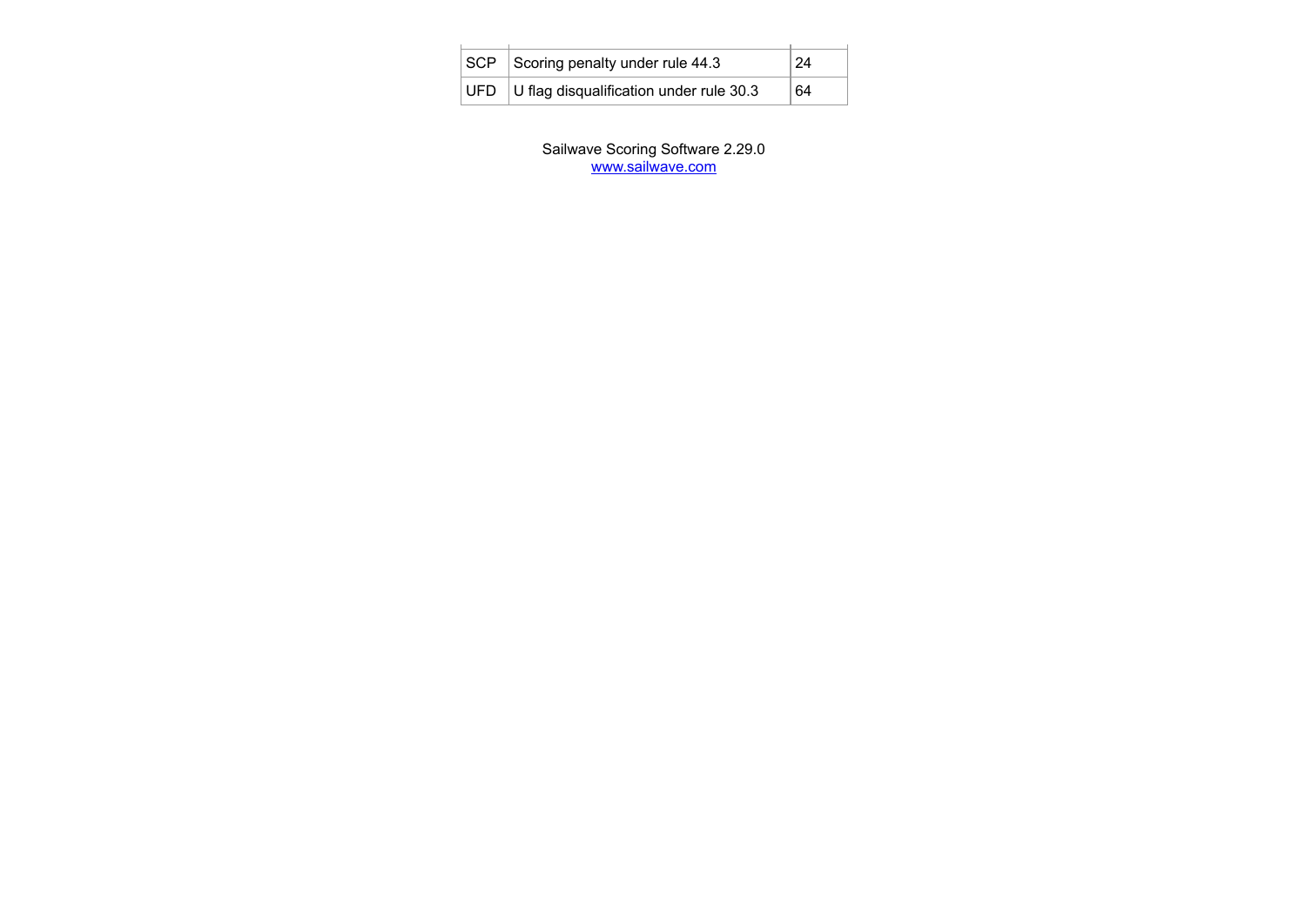| | | |
|---|---|---|
| SCP | Scoring penalty under rule 44.3 | 24 |
| UFD | U flag disqualification under rule 30.3 | 64 |

Sailwave Scoring Software 2.29.0
www.sailwave.com